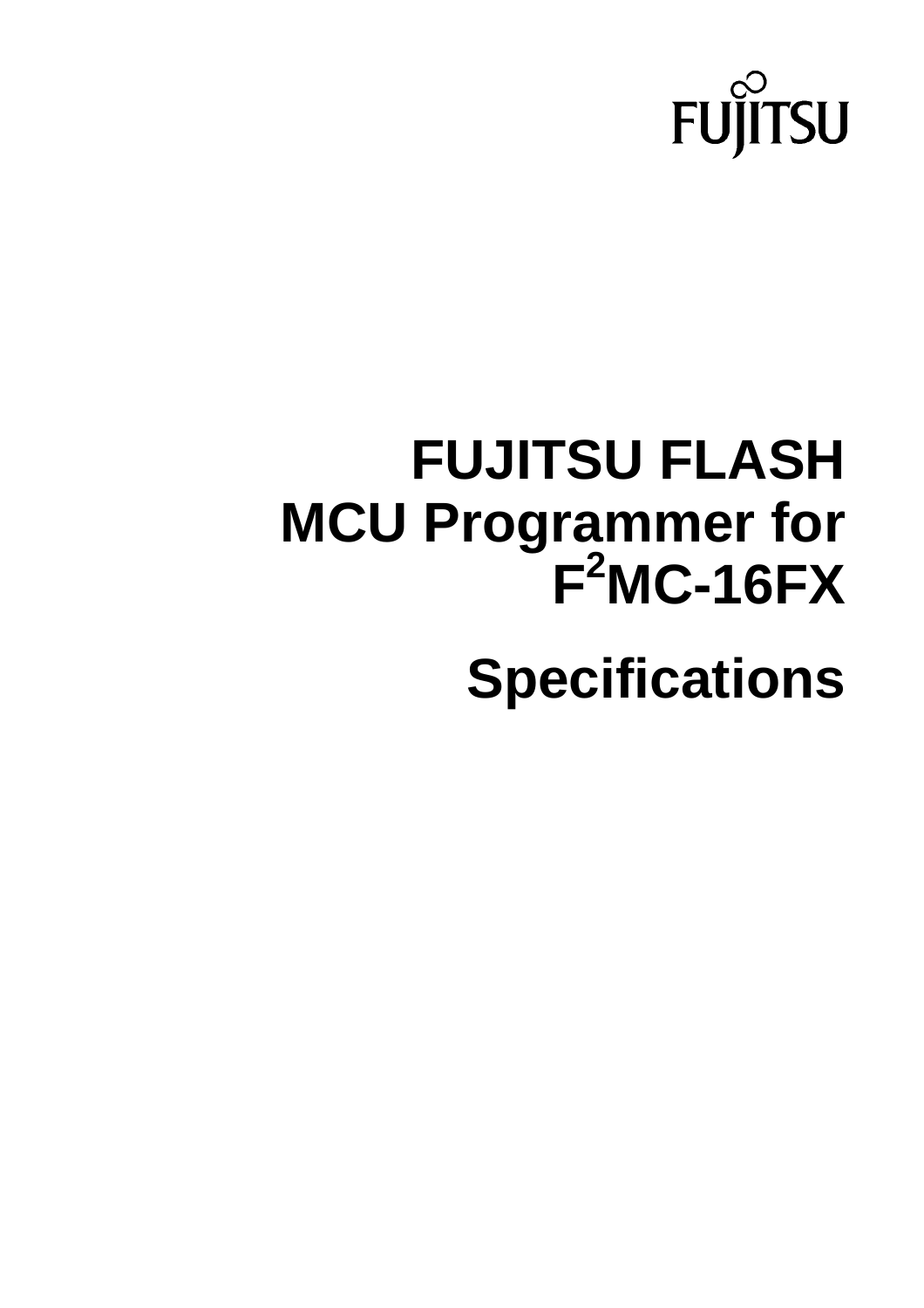FUJITSU

# FUJITSU FLASH MCU Programmer for $F^2MC$-16FX

# Specifications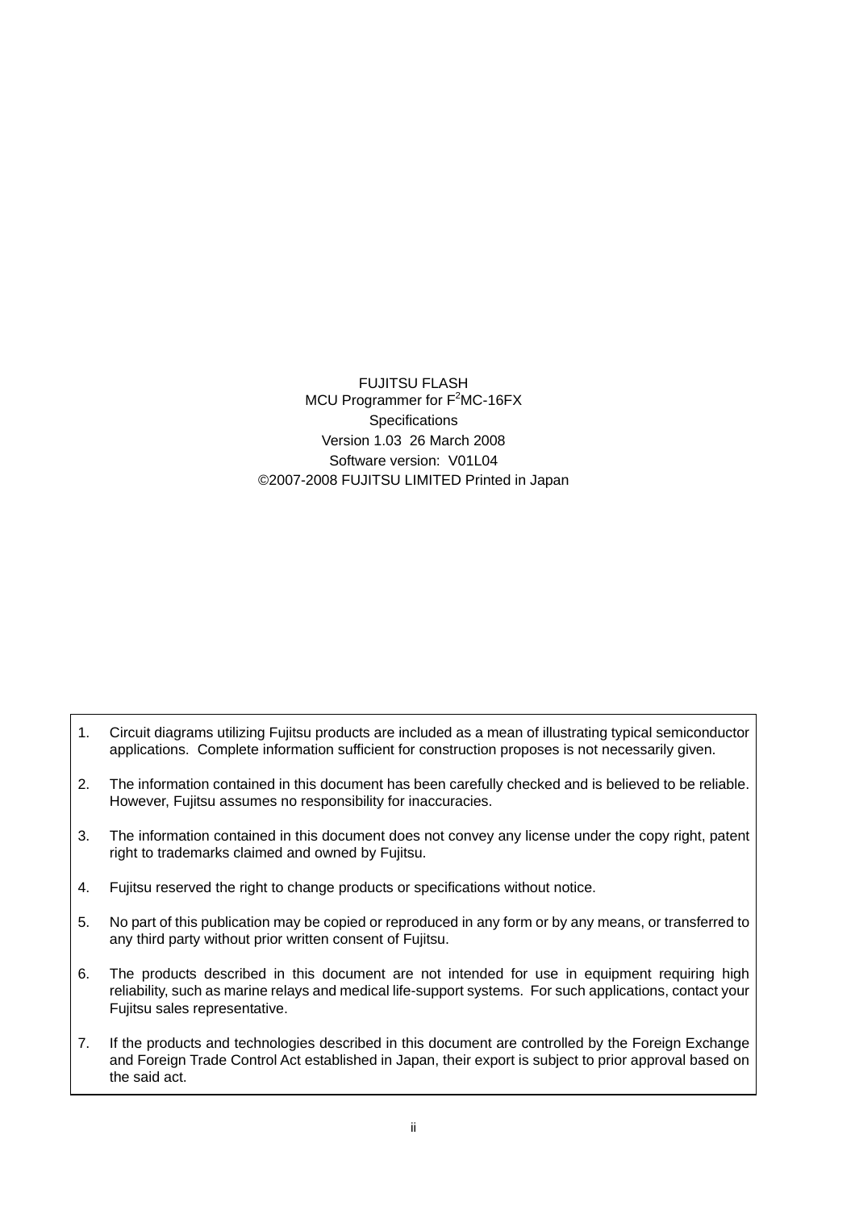FUJITSU FLASH

MCU Programmer for $F^2MC$-16FX

Specifications

Version 1.03 26 March 2008

Software version: V01L04

©2007-2008 FUJITSU LIMITED Printed in Japan

1. Circuit diagrams utilizing Fujitsu products are included as a mean of illustrating typical semiconductor applications. Complete information sufficient for construction proposes is not necessarily given.

2. The information contained in this document has been carefully checked and is believed to be reliable. However, Fujitsu assumes no responsibility for inaccuracies.

3. The information contained in this document does not convey any license under the copy right, patent right to trademarks claimed and owned by Fujitsu.

4. Fujitsu reserved the right to change products or specifications without notice.

5. No part of this publication may be copied or reproduced in any form or by any means, or transferred to any third party without prior written consent of Fujitsu.

6. The products described in this document are not intended for use in equipment requiring high reliability, such as marine relays and medical life-support systems. For such applications, contact your Fujitsu sales representative.

7. If the products and technologies described in this document are controlled by the Foreign Exchange and Foreign Trade Control Act established in Japan, their export is subject to prior approval based on the said act.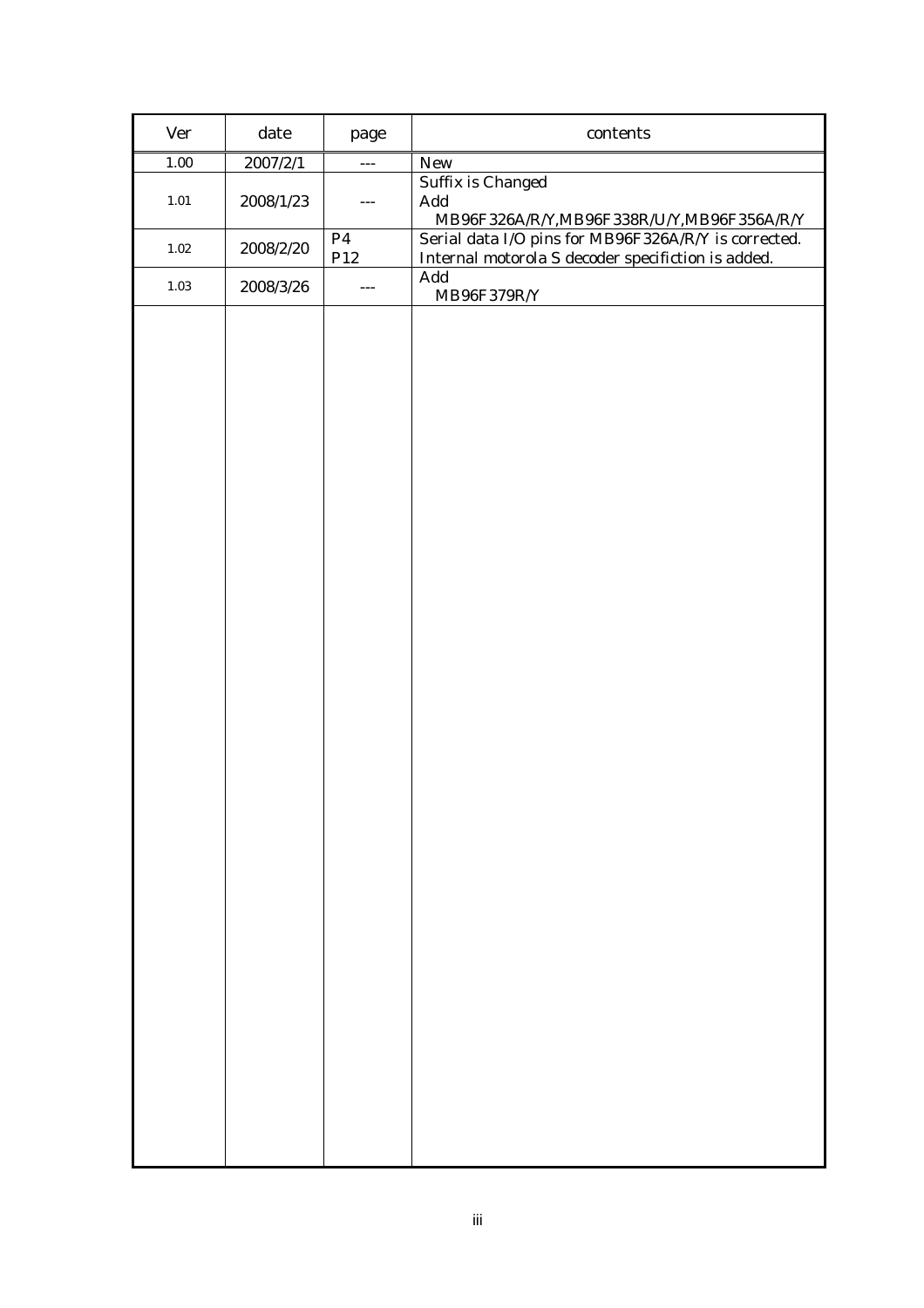| Ver | date | page | contents |
| --- | --- | --- | --- |
| 1.00 | 2007/2/1 | --- | New |
| 1.01 | 2008/1/23 | --- | Suffix is Changed<br>Add<br>MB96F326A/R/Y,MB96F338R/U/Y,MB96F356A/R/Y |
| 1.02 | 2008/2/20 | P4<br>P12 | Serial data I/O pins for MB96F326A/R/Y is corrected.<br>Internal motorola S decoder specifiction is added. |
| 1.03 | 2008/3/26 | --- | Add<br>MB96F379R/Y |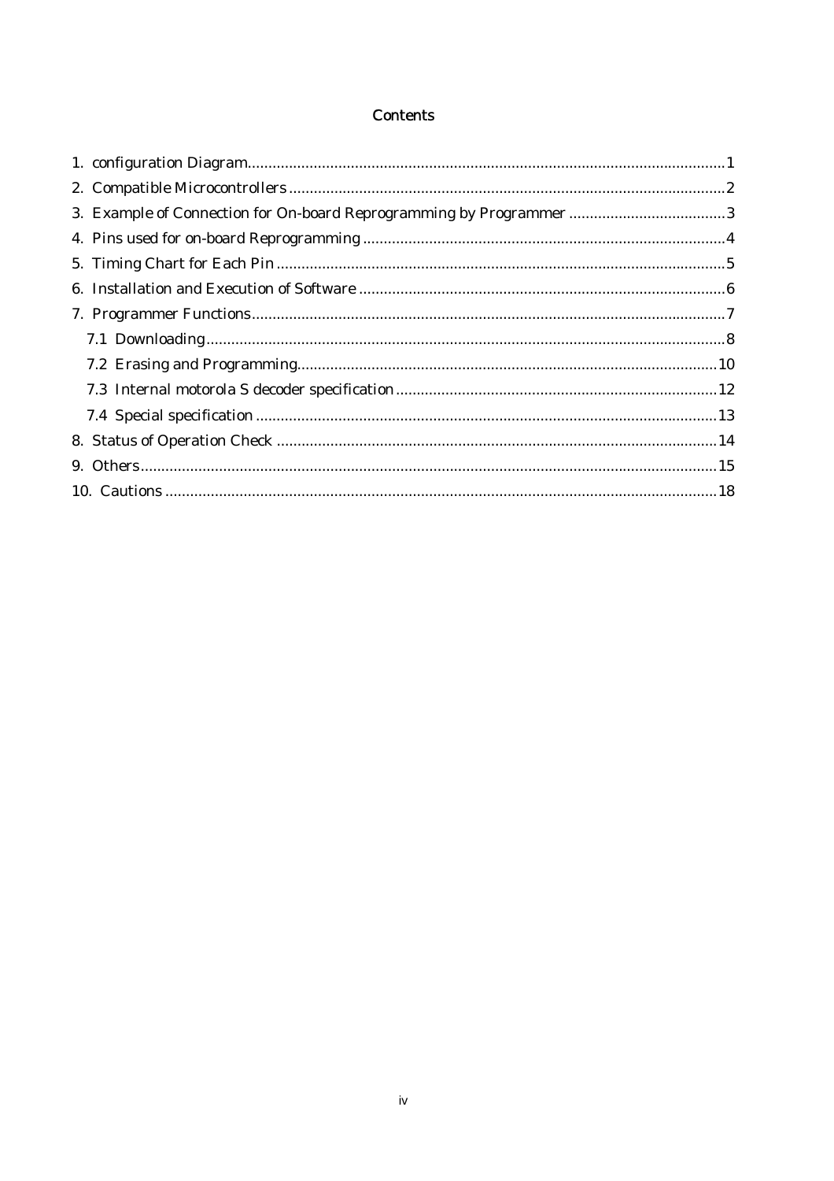# Contents

1. configuration Diagram....................................................................................................................1
2. Compatible Microcontrollers ..........................................................................................................2
3. Example of Connection for On-board Reprogramming by Programmer ......................................3
4. Pins used for on-board Reprogramming ........................................................................................4
5. Timing Chart for Each Pin ..............................................................................................................5
6. Installation and Execution of Software .........................................................................................6
7. Programmer Functions...................................................................................................................7
   - 7.1 Downloading...............................................................................................................................8
   - 7.2 Erasing and Programming.......................................................................................................10
   - 7.3 Internal motorola S decoder specification..............................................................................12
   - 7.4 Special specification ................................................................................................................13
8. Status of Operation Check ...........................................................................................................14
9. Others.............................................................................................................................................15
10. Cautions .......................................................................................................................................18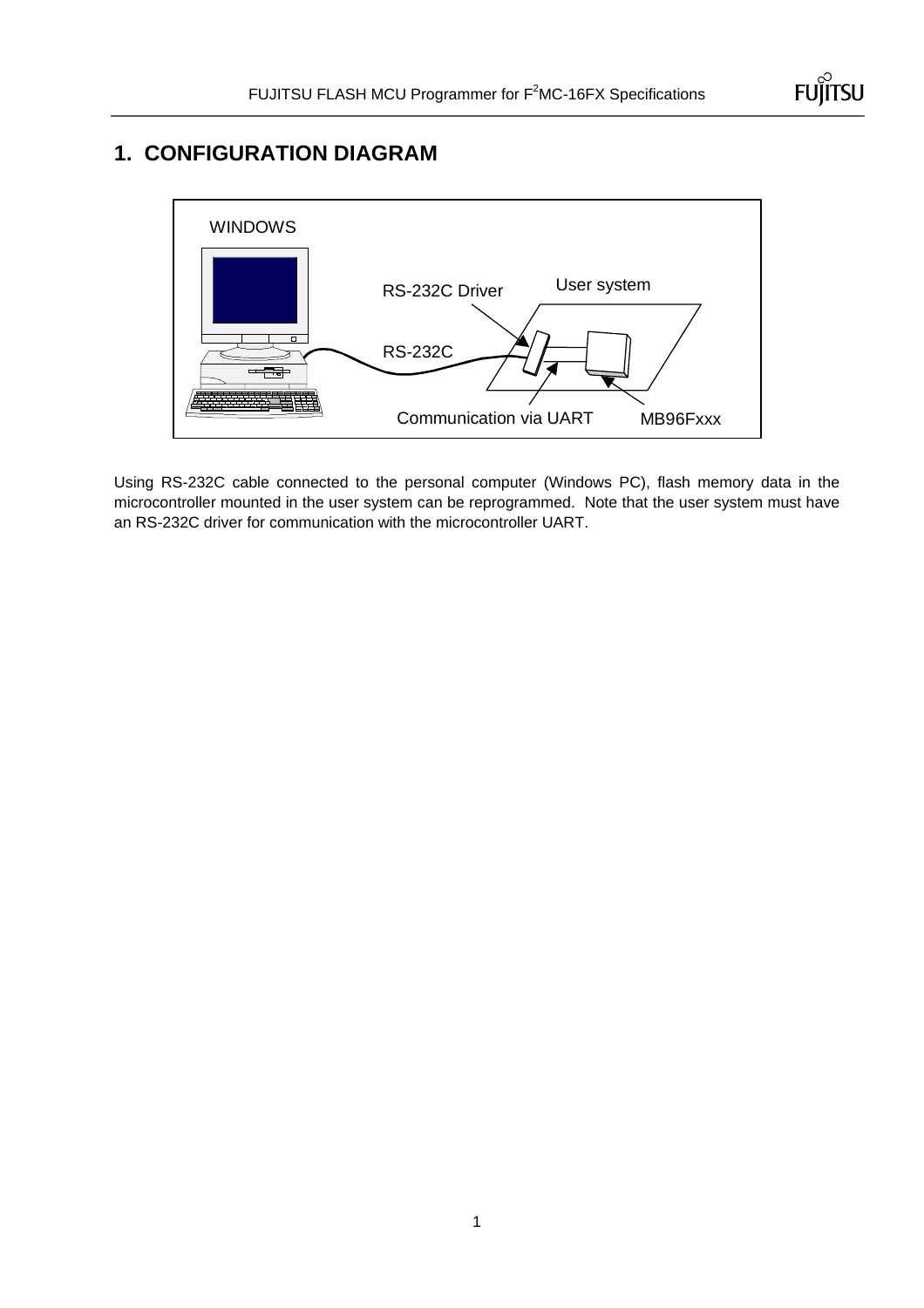# 1. CONFIGURATION DIAGRAM

WINDOWS

RS-232C Driver

User system

RS-232C

Communication via UART

MB96Fxxx

Using RS-232C cable connected to the personal computer (Windows PC), flash memory data in the microcontroller mounted in the user system can be reprogrammed. Note that the user system must have an RS-232C driver for communication with the microcontroller UART.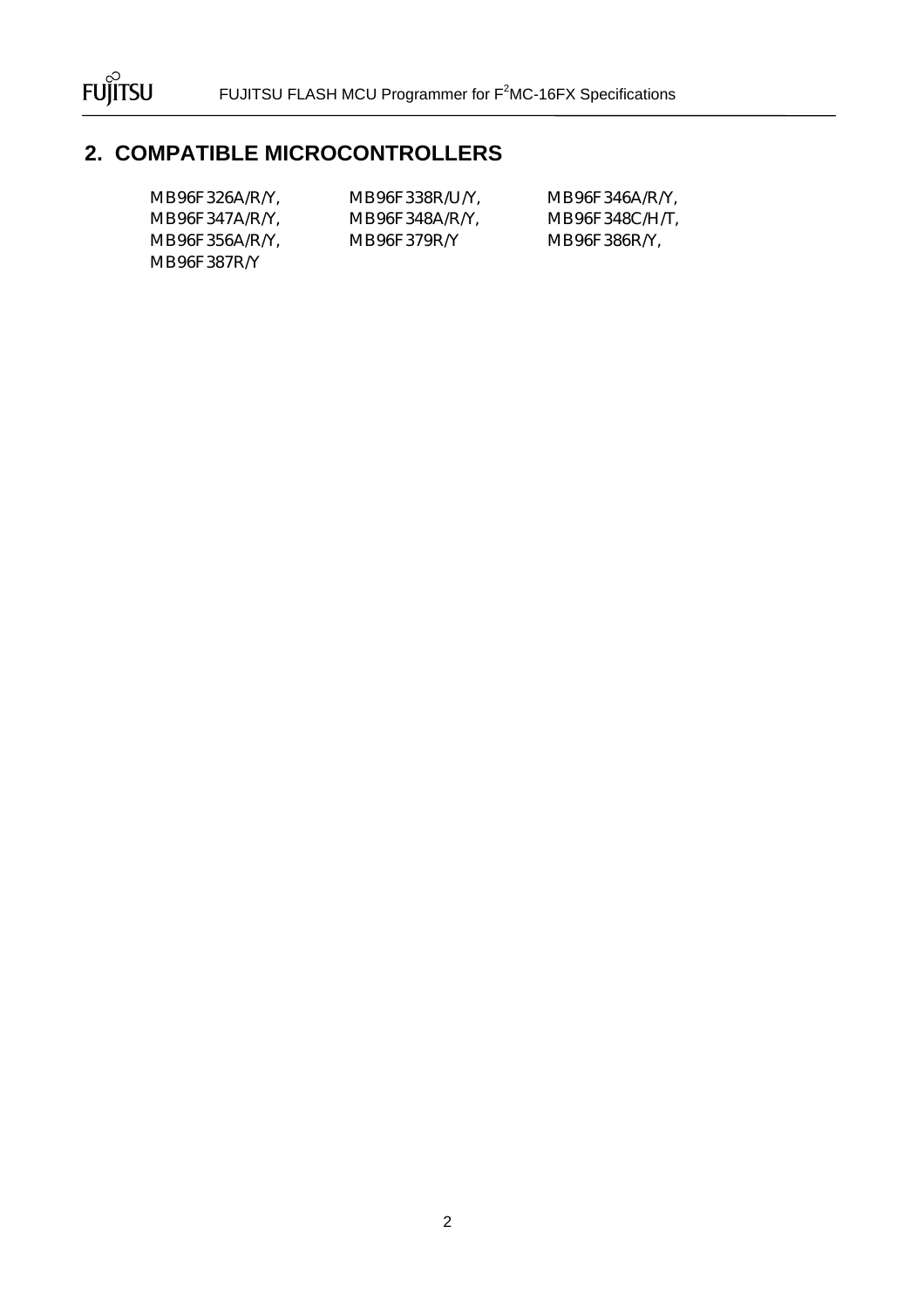## 2. COMPATIBLE MICROCONTROLLERS

MB96F326A/R/Y, MB96F338R/U/Y, MB96F346A/R/Y,
MB96F347A/R/Y, MB96F348A/R/Y, MB96F348C/H/T,
MB96F356A/R/Y, MB96F379R/Y MB96F386R/Y,
MB96F387R/Y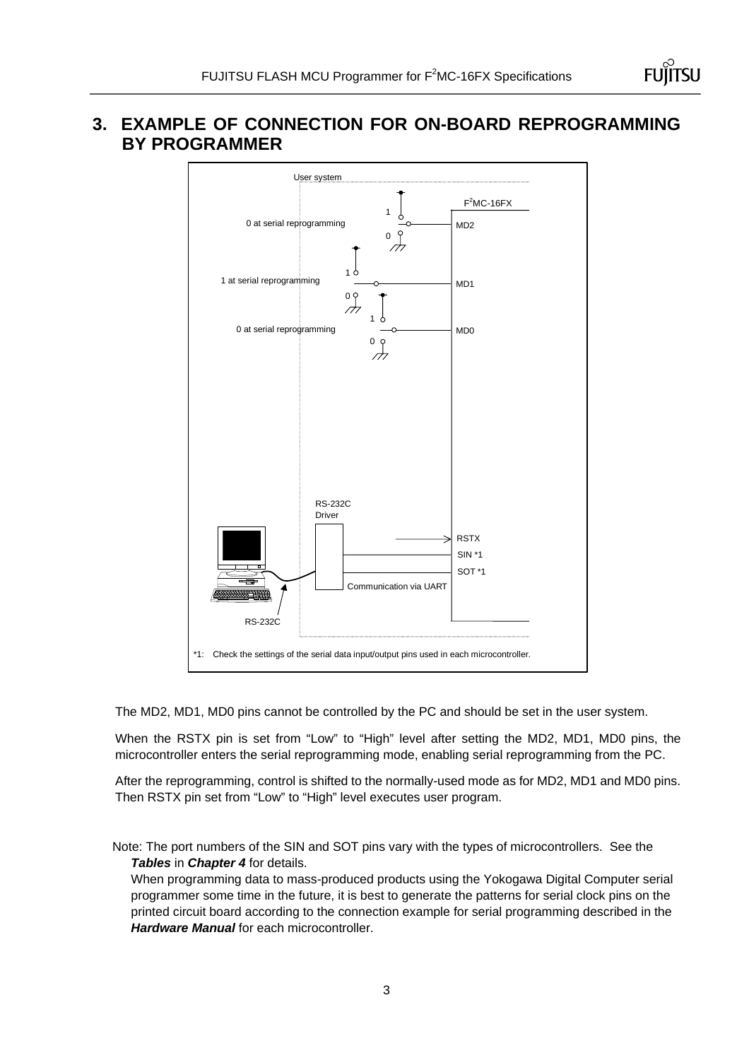# 3. EXAMPLE OF CONNECTION FOR ON-BOARD REPROGRAMMING BY PROGRAMMER

User system

$F^2MC$-16FX

0 at serial reprogramming — MD2

1 at serial reprogramming — MD1

0 at serial reprogramming — MD0

RS-232C Driver

RSTX

SIN *1

SOT *1

Communication via UART

RS-232C

*1: Check the settings of the serial data input/output pins used in each microcontroller.

The MD2, MD1, MD0 pins cannot be controlled by the PC and should be set in the user system.

When the RSTX pin is set from "Low" to "High" level after setting the MD2, MD1, MD0 pins, the microcontroller enters the serial reprogramming mode, enabling serial reprogramming from the PC.

After the reprogramming, control is shifted to the normally-used mode as for MD2, MD1 and MD0 pins. Then RSTX pin set from "Low" to "High" level executes user program.

Note: The port numbers of the SIN and SOT pins vary with the types of microcontrollers. See the ***Tables*** in ***Chapter 4*** for details.
When programming data to mass-produced products using the Yokogawa Digital Computer serial programmer some time in the future, it is best to generate the patterns for serial clock pins on the printed circuit board according to the connection example for serial programming described in the ***Hardware Manual*** for each microcontroller.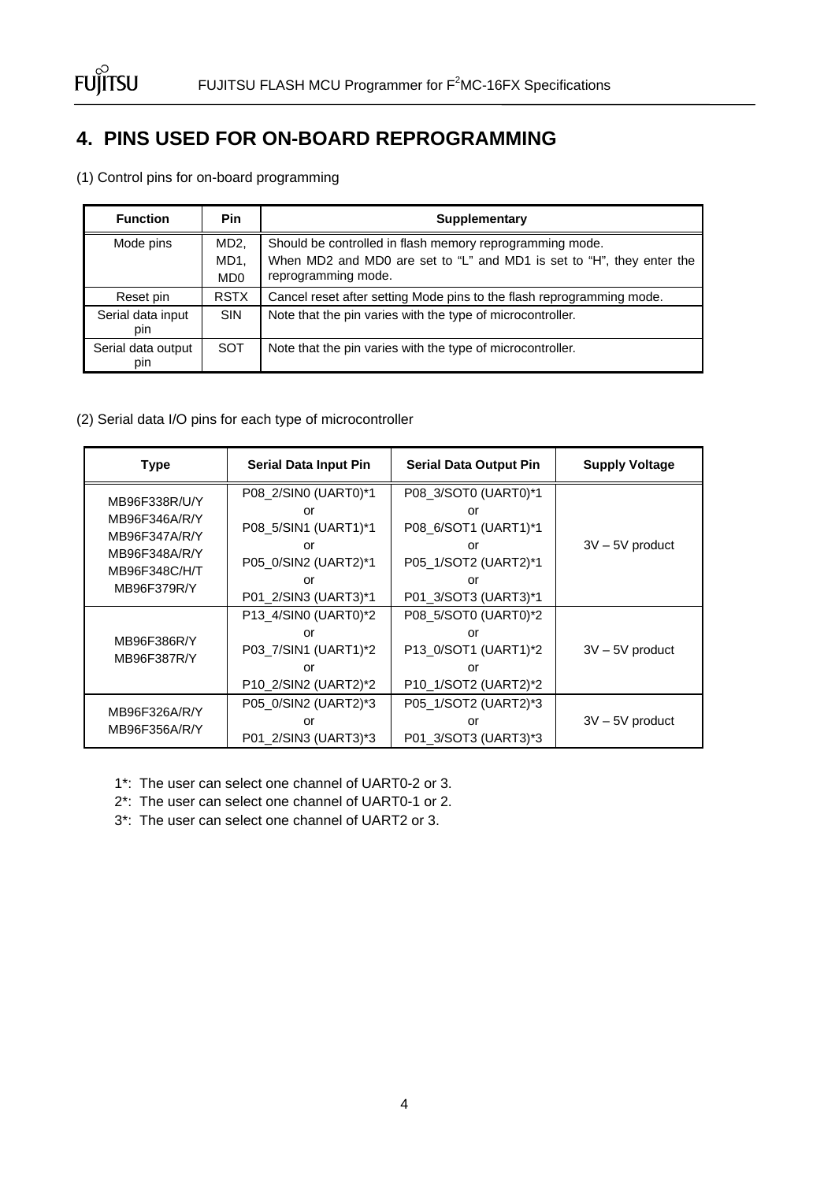## 4. PINS USED FOR ON-BOARD REPROGRAMMING

(1) Control pins for on-board programming

| Function | Pin | Supplementary |
|---|---|---|
| Mode pins | MD2, MD1, MD0 | Should be controlled in flash memory reprogramming mode. When MD2 and MD0 are set to "L" and MD1 is set to "H", they enter the reprogramming mode. |
| Reset pin | RSTX | Cancel reset after setting Mode pins to the flash reprogramming mode. |
| Serial data input pin | SIN | Note that the pin varies with the type of microcontroller. |
| Serial data output pin | SOT | Note that the pin varies with the type of microcontroller. |

(2) Serial data I/O pins for each type of microcontroller

| Type | Serial Data Input Pin | Serial Data Output Pin | Supply Voltage |
|---|---|---|---|
| MB96F338R/U/Y<br>MB96F346A/R/Y<br>MB96F347A/R/Y<br>MB96F348A/R/Y<br>MB96F348C/H/T<br>MB96F379R/Y | P08_2/SIN0 (UART0)*1<br>or<br>P08_5/SIN1 (UART1)*1<br>or<br>P05_0/SIN2 (UART2)*1<br>or<br>P01_2/SIN3 (UART3)*1 | P08_3/SOT0 (UART0)*1<br>or<br>P08_6/SOT1 (UART1)*1<br>or<br>P05_1/SOT2 (UART2)*1<br>or<br>P01_3/SOT3 (UART3)*1 | 3V – 5V product |
| MB96F386R/Y<br>MB96F387R/Y | P13_4/SIN0 (UART0)*2<br>or<br>P03_7/SIN1 (UART1)*2<br>or<br>P10_2/SIN2 (UART2)*2 | P08_5/SOT0 (UART0)*2<br>or<br>P13_0/SOT1 (UART1)*2<br>or<br>P10_1/SOT2 (UART2)*2 | 3V – 5V product |
| MB96F326A/R/Y<br>MB96F356A/R/Y | P05_0/SIN2 (UART2)*3<br>or<br>P01_2/SIN3 (UART3)*3 | P05_1/SOT2 (UART2)*3<br>or<br>P01_3/SOT3 (UART3)*3 | 3V – 5V product |

1*: The user can select one channel of UART0-2 or 3.

2*: The user can select one channel of UART0-1 or 2.

3*: The user can select one channel of UART2 or 3.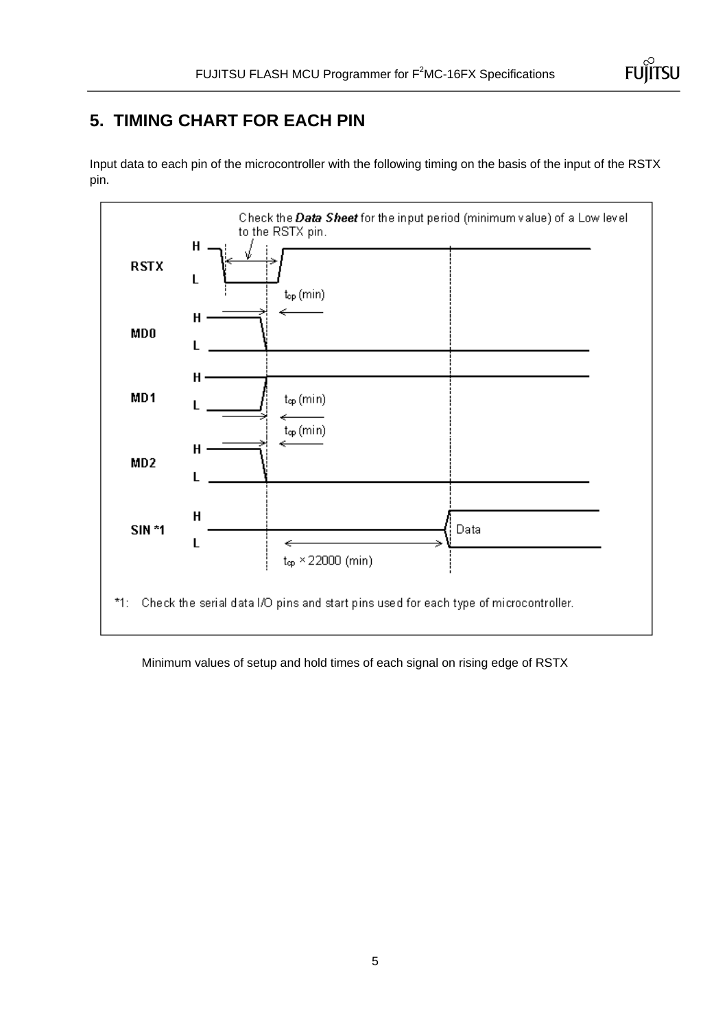## 5. TIMING CHART FOR EACH PIN

Input data to each pin of the microcontroller with the following timing on the basis of the input of the RSTX pin.

Check the ***Data Sheet*** for the input period (minimum value) of a Low level to the RSTX pin.

RSTX H L

MD0 H L $t_{cp}$ (min)

MD1 H L $t_{cp}$ (min)

MD2 H L $t_{cp}$ (min)

SIN *1 H L Data $t_{cp}$ × 22000 (min)

*1: Check the serial data I/O pins and start pins used for each type of microcontroller.

Minimum values of setup and hold times of each signal on rising edge of RSTX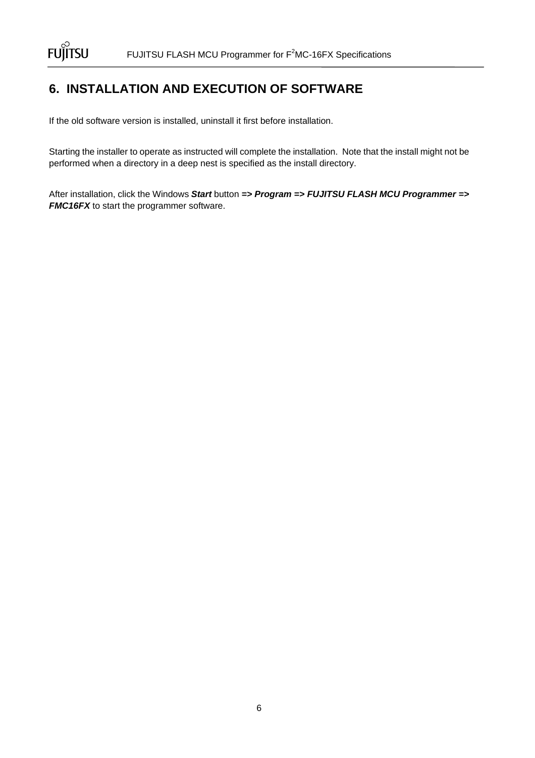## 6. INSTALLATION AND EXECUTION OF SOFTWARE

If the old software version is installed, uninstall it first before installation.

Starting the installer to operate as instructed will complete the installation. Note that the install might not be performed when a directory in a deep nest is specified as the install directory.

After installation, click the Windows ***Start*** button ***=> Program => FUJITSU FLASH MCU Programmer => FMC16FX*** to start the programmer software.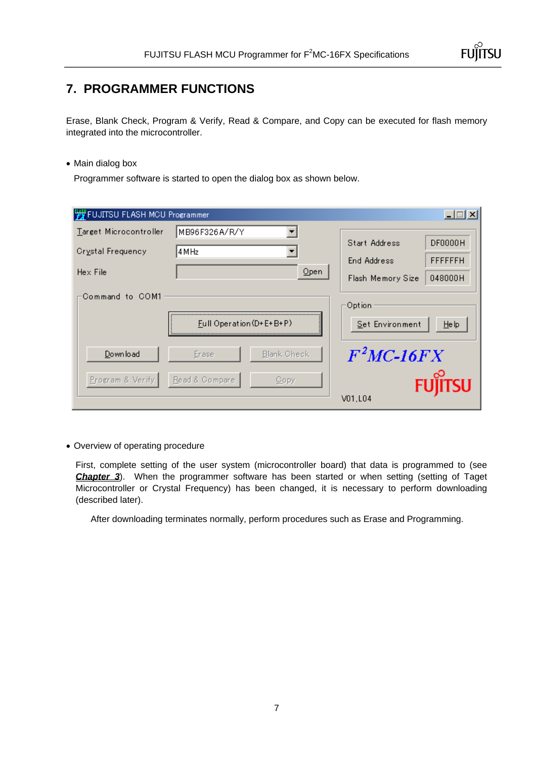# 7. PROGRAMMER FUNCTIONS

Erase, Blank Check, Program & Verify, Read & Compare, and Copy can be executed for flash memory integrated into the microcontroller.

- Main dialog box

  Programmer software is started to open the dialog box as shown below.

- Overview of operating procedure

  First, complete setting of the user system (microcontroller board) that data is programmed to (see ***Chapter 3***). When the programmer software has been started or when setting (setting of Taget Microcontroller or Crystal Frequency) has been changed, it is necessary to perform downloading (described later).

  After downloading terminates normally, perform procedures such as Erase and Programming.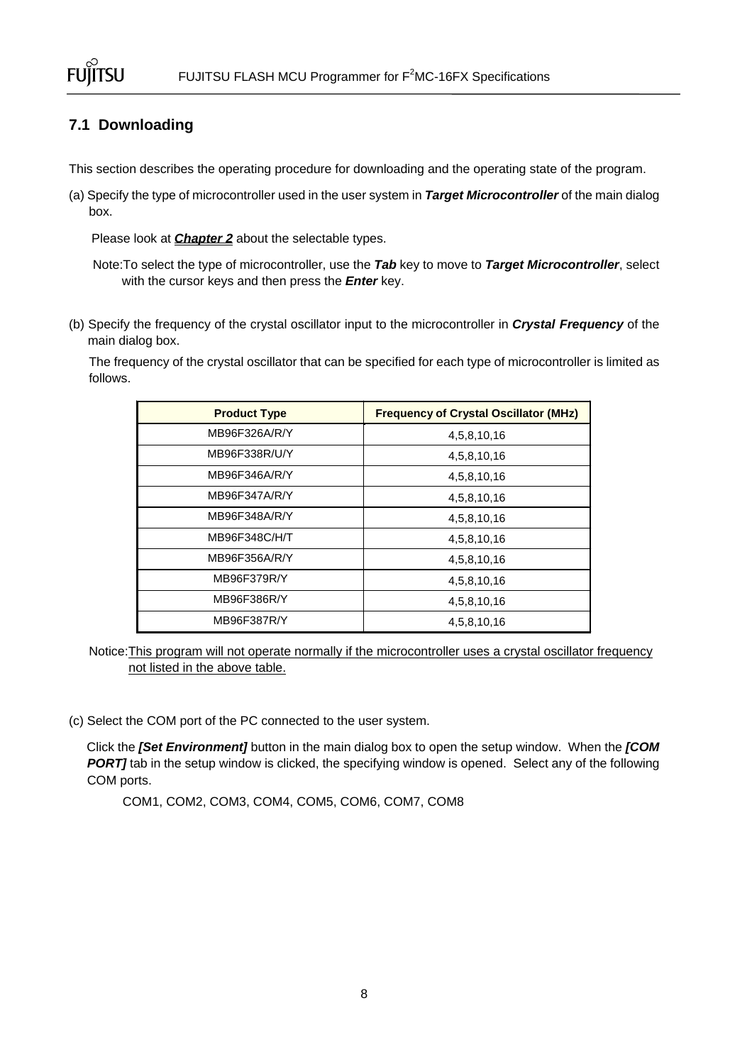## 7.1 Downloading

This section describes the operating procedure for downloading and the operating state of the program.

(a) Specify the type of microcontroller used in the user system in ***Target Microcontroller*** of the main dialog box.

Please look at ***Chapter 2*** about the selectable types.

Note:To select the type of microcontroller, use the ***Tab*** key to move to ***Target Microcontroller***, select with the cursor keys and then press the ***Enter*** key.

(b) Specify the frequency of the crystal oscillator input to the microcontroller in ***Crystal Frequency*** of the main dialog box.

The frequency of the crystal oscillator that can be specified for each type of microcontroller is limited as follows.

| Product Type | Frequency of Crystal Oscillator (MHz) |
|---|---|
| MB96F326A/R/Y | 4,5,8,10,16 |
| MB96F338R/U/Y | 4,5,8,10,16 |
| MB96F346A/R/Y | 4,5,8,10,16 |
| MB96F347A/R/Y | 4,5,8,10,16 |
| MB96F348A/R/Y | 4,5,8,10,16 |
| MB96F348C/H/T | 4,5,8,10,16 |
| MB96F356A/R/Y | 4,5,8,10,16 |
| MB96F379R/Y | 4,5,8,10,16 |
| MB96F386R/Y | 4,5,8,10,16 |
| MB96F387R/Y | 4,5,8,10,16 |

Notice:This program will not operate normally if the microcontroller uses a crystal oscillator frequency not listed in the above table.

(c) Select the COM port of the PC connected to the user system.

Click the ***[Set Environment]*** button in the main dialog box to open the setup window. When the ***[COM PORT]*** tab in the setup window is clicked, the specifying window is opened. Select any of the following COM ports.

COM1, COM2, COM3, COM4, COM5, COM6, COM7, COM8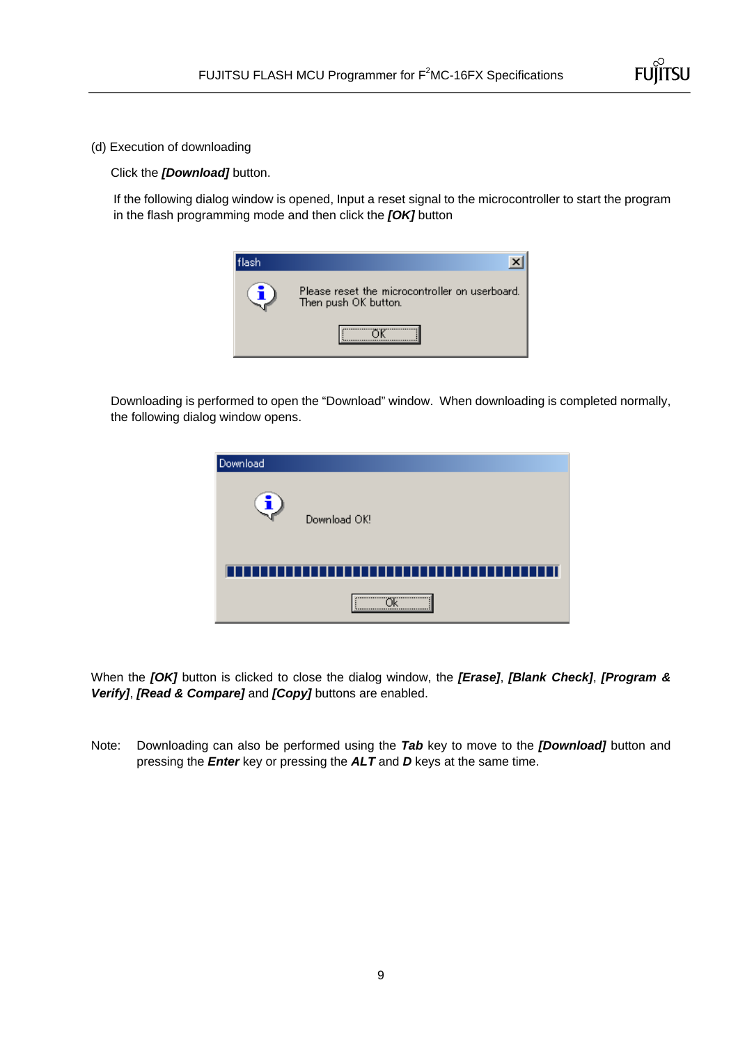(d) Execution of downloading

Click the ***[Download]*** button.

If the following dialog window is opened, Input a reset signal to the microcontroller to start the program in the flash programming mode and then click the ***[OK]*** button

Downloading is performed to open the “Download” window. When downloading is completed normally, the following dialog window opens.

When the ***[OK]*** button is clicked to close the dialog window, the ***[Erase]***, ***[Blank Check]***, ***[Program & Verify]***, ***[Read & Compare]*** and ***[Copy]*** buttons are enabled.

Note: Downloading can also be performed using the ***Tab*** key to move to the ***[Download]*** button and pressing the ***Enter*** key or pressing the ***ALT*** and ***D*** keys at the same time.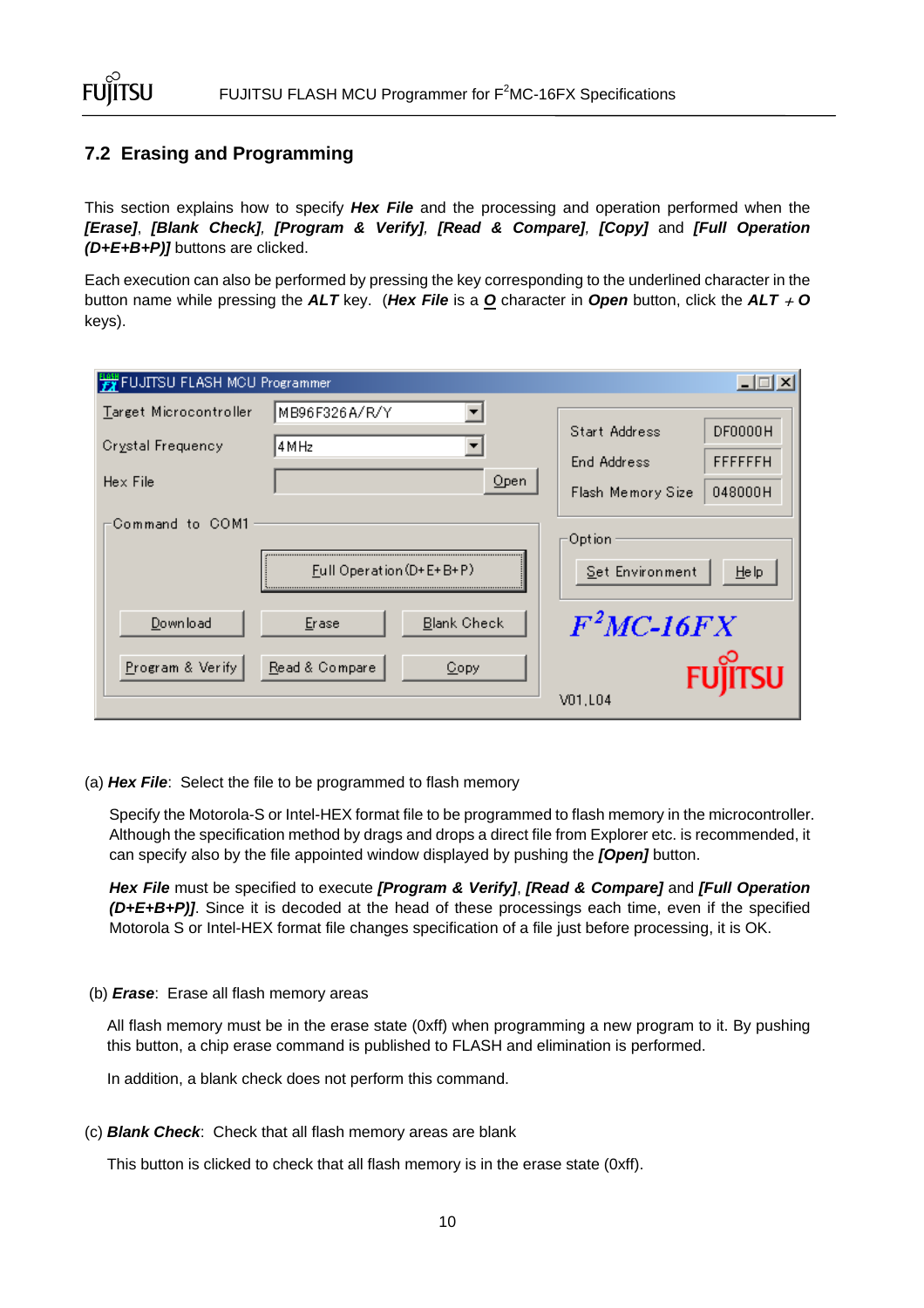## 7.2 Erasing and Programming

This section explains how to specify ***Hex File*** and the processing and operation performed when the ***[Erase]***, ***[Blank Check]***, ***[Program & Verify]***, ***[Read & Compare]***, ***[Copy]*** and ***[Full Operation (D+E+B+P)]*** buttons are clicked.

Each execution can also be performed by pressing the key corresponding to the underlined character in the button name while pressing the ***ALT*** key. (***Hex File*** is a ***O*** character in ***Open*** button, click the ***ALT + O*** keys).

(a) ***Hex File***: Select the file to be programmed to flash memory

Specify the Motorola-S or Intel-HEX format file to be programmed to flash memory in the microcontroller. Although the specification method by drags and drops a direct file from Explorer etc. is recommended, it can specify also by the file appointed window displayed by pushing the ***[Open]*** button.

***Hex File*** must be specified to execute ***[Program & Verify]***, ***[Read & Compare]*** and ***[Full Operation (D+E+B+P)]***. Since it is decoded at the head of these processings each time, even if the specified Motorola S or Intel-HEX format file changes specification of a file just before processing, it is OK.

(b) ***Erase***: Erase all flash memory areas

All flash memory must be in the erase state (0xff) when programming a new program to it. By pushing this button, a chip erase command is published to FLASH and elimination is performed.

In addition, a blank check does not perform this command.

(c) ***Blank Check***: Check that all flash memory areas are blank

This button is clicked to check that all flash memory is in the erase state (0xff).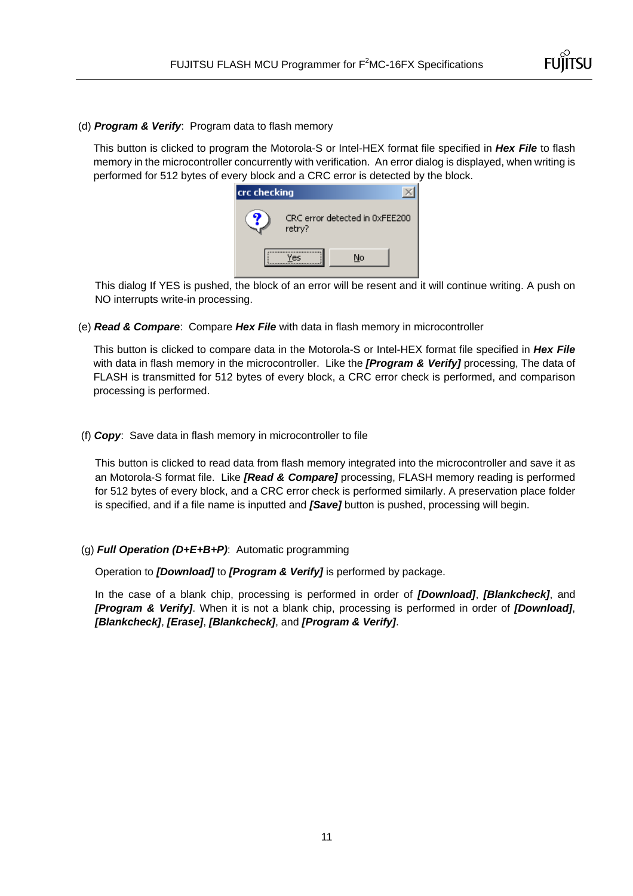(d) ***Program & Verify***: Program data to flash memory

This button is clicked to program the Motorola-S or Intel-HEX format file specified in ***Hex File*** to flash memory in the microcontroller concurrently with verification. An error dialog is displayed, when writing is performed for 512 bytes of every block and a CRC error is detected by the block.

This dialog If YES is pushed, the block of an error will be resent and it will continue writing. A push on NO interrupts write-in processing.

(e) ***Read & Compare***: Compare ***Hex File*** with data in flash memory in microcontroller

This button is clicked to compare data in the Motorola-S or Intel-HEX format file specified in ***Hex File*** with data in flash memory in the microcontroller. Like the ***[Program & Verify]*** processing, The data of FLASH is transmitted for 512 bytes of every block, a CRC error check is performed, and comparison processing is performed.

(f) ***Copy***: Save data in flash memory in microcontroller to file

This button is clicked to read data from flash memory integrated into the microcontroller and save it as an Motorola-S format file. Like ***[Read & Compare]*** processing, FLASH memory reading is performed for 512 bytes of every block, and a CRC error check is performed similarly. A preservation place folder is specified, and if a file name is inputted and ***[Save]*** button is pushed, processing will begin.

(g) ***Full Operation (D+E+B+P)***: Automatic programming

Operation to ***[Download]*** to ***[Program & Verify]*** is performed by package.

In the case of a blank chip, processing is performed in order of ***[Download]***, ***[Blankcheck]***, and ***[Program & Verify]***. When it is not a blank chip, processing is performed in order of ***[Download]***, ***[Blankcheck]***, ***[Erase]***, ***[Blankcheck]***, and ***[Program & Verify]***.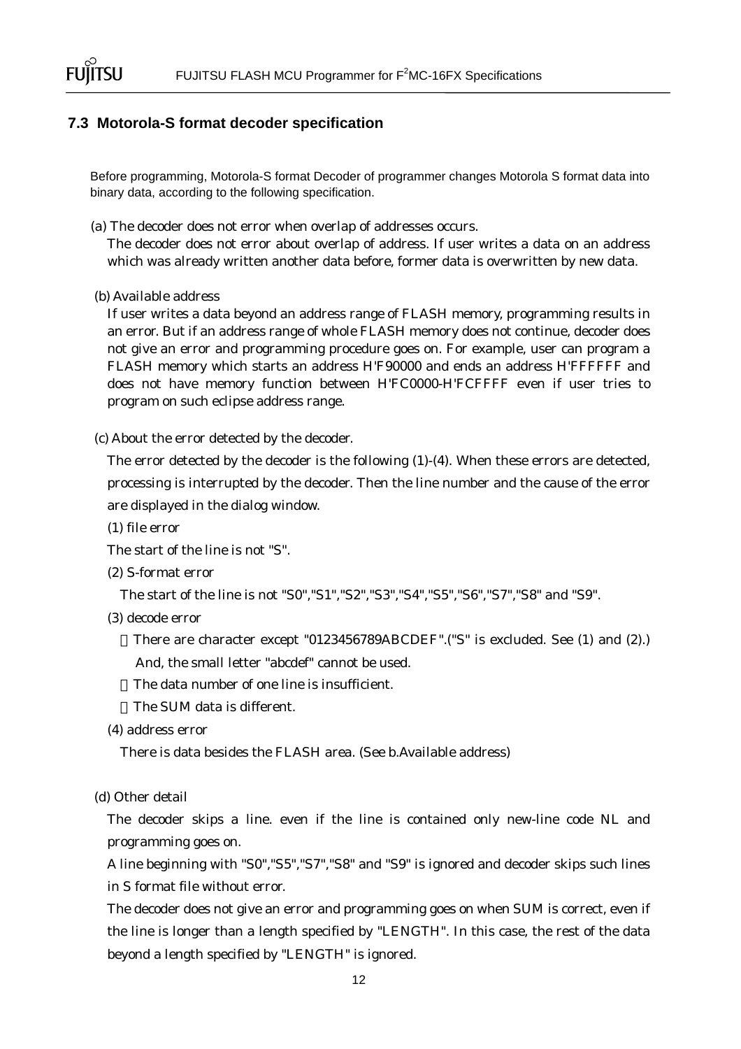## 7.3 Motorola-S format decoder specification

Before programming, Motorola-S format Decoder of programmer changes Motorola S format data into binary data, according to the following specification.

(a) The decoder does not error when overlap of addresses occurs.

The decoder does not error about overlap of address. If user writes a data on an address which was already written another data before, former data is overwritten by new data.

(b) Available address

If user writes a data beyond an address range of FLASH memory, programming results in an error. But if an address range of whole FLASH memory does not continue, decoder does not give an error and programming procedure goes on. For example, user can program a FLASH memory which starts an address H'F90000 and ends an address H'FFFFFF and does not have memory function between H'FC0000-H'FCFFFF even if user tries to program on such eclipse address range.

(c) About the error detected by the decoder.

The error detected by the decoder is the following (1)-(4). When these errors are detected, processing is interrupted by the decoder. Then the line number and the cause of the error are displayed in the dialog window.

(1) file error

The start of the line is not "S".

(2) S-format error

The start of the line is not "S0","S1","S2","S3","S4","S5","S6","S7","S8" and "S9".

(3) decode error

- There are character except "0123456789ABCDEF".("S" is excluded. See (1) and (2).) And, the small letter "abcdef" cannot be used.
- The data number of one line is insufficient.
- The SUM data is different.

(4) address error

There is data besides the FLASH area. (See b.Available address)

(d) Other detail

The decoder skips a line. even if the line is contained only new-line code NL and programming goes on.

A line beginning with "S0","S5","S7","S8" and "S9" is ignored and decoder skips such lines in S format file without error.

The decoder does not give an error and programming goes on when SUM is correct, even if the line is longer than a length specified by "LENGTH". In this case, the rest of the data beyond a length specified by "LENGTH" is ignored.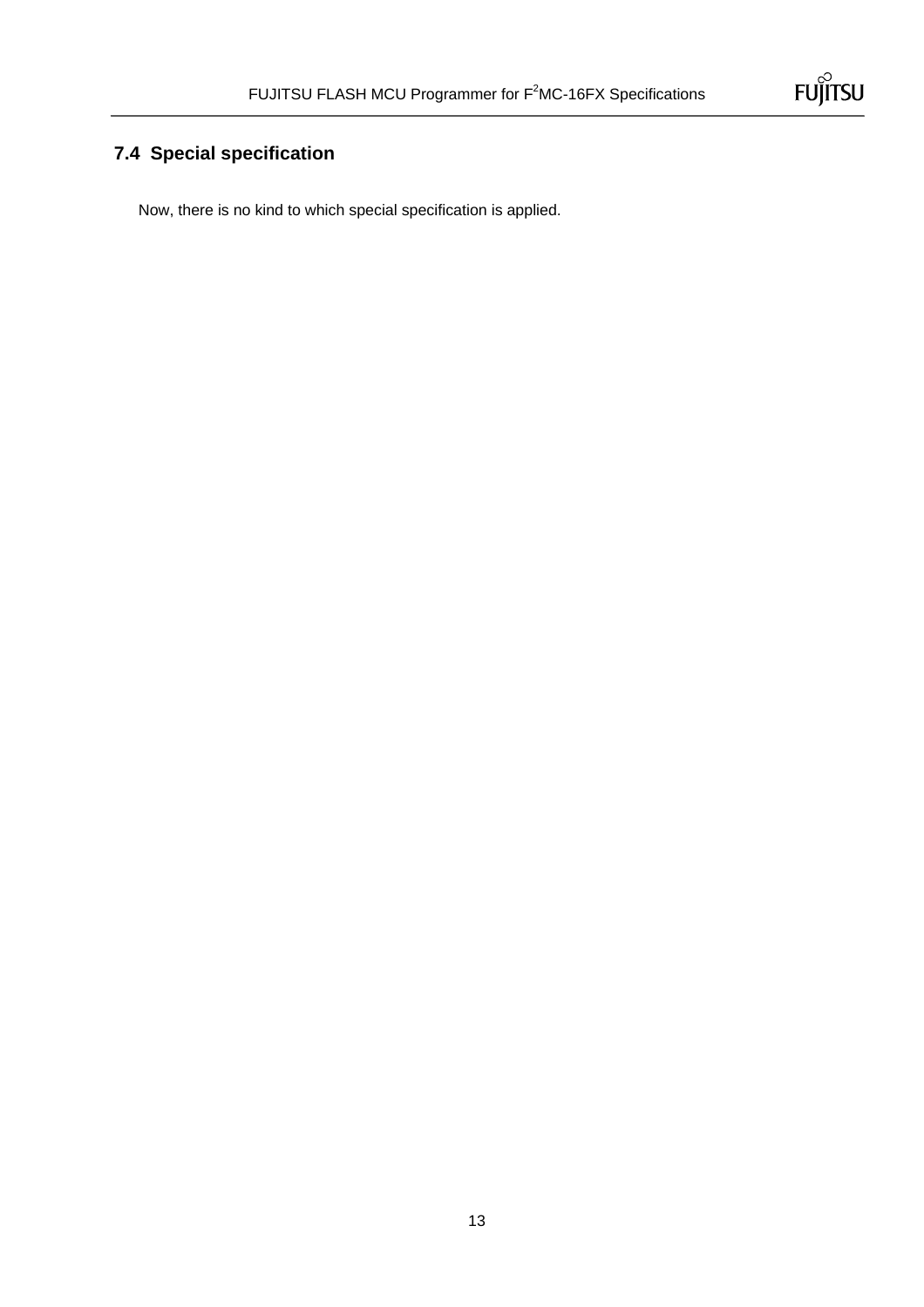## 7.4 Special specification

Now, there is no kind to which special specification is applied.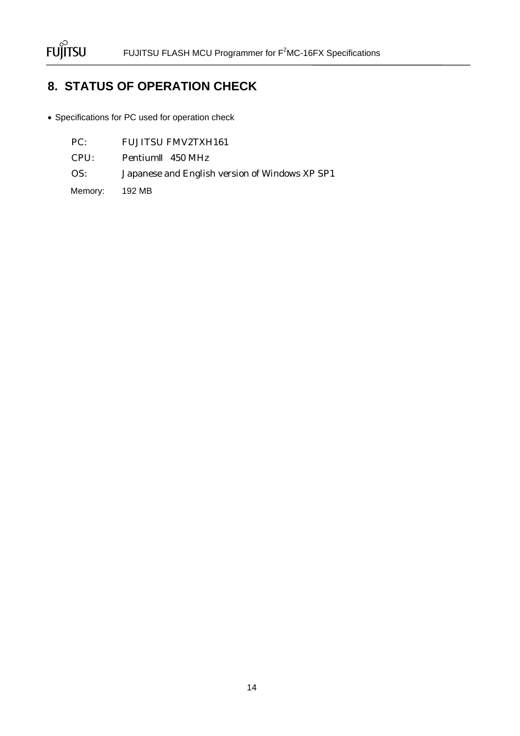## 8. STATUS OF OPERATION CHECK

- Specifications for PC used for operation check

PC: FUJITSU FMV2TXH161

CPU: PentiumII 450 MHz

OS: Japanese and English version of Windows XP SP1

Memory: 192 MB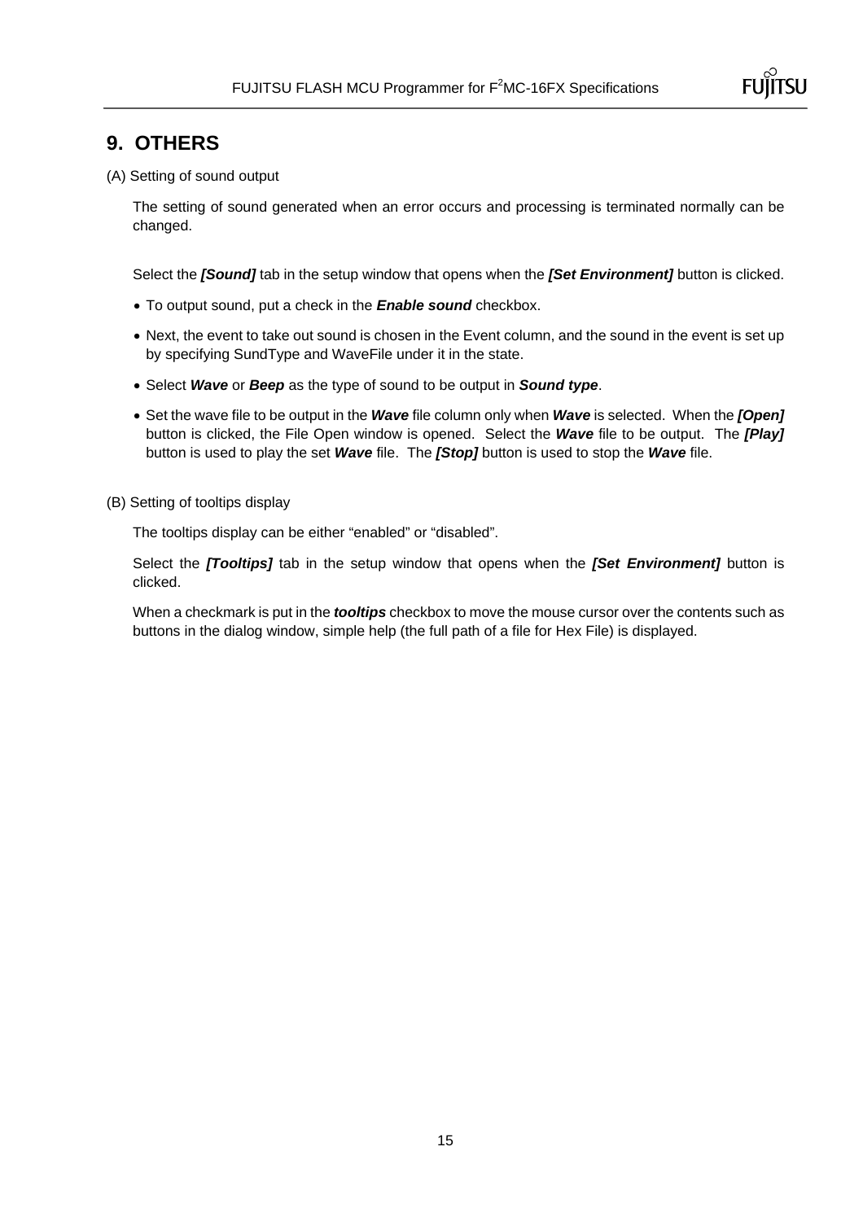# 9. OTHERS

(A) Setting of sound output

The setting of sound generated when an error occurs and processing is terminated normally can be changed.

Select the ***[Sound]*** tab in the setup window that opens when the ***[Set Environment]*** button is clicked.

- To output sound, put a check in the ***Enable sound*** checkbox.
- Next, the event to take out sound is chosen in the Event column, and the sound in the event is set up by specifying SundType and WaveFile under it in the state.
- Select ***Wave*** or ***Beep*** as the type of sound to be output in ***Sound type***.
- Set the wave file to be output in the ***Wave*** file column only when ***Wave*** is selected. When the ***[Open]*** button is clicked, the File Open window is opened. Select the ***Wave*** file to be output. The ***[Play]*** button is used to play the set ***Wave*** file. The ***[Stop]*** button is used to stop the ***Wave*** file.

(B) Setting of tooltips display

The tooltips display can be either "enabled" or "disabled".

Select the ***[Tooltips]*** tab in the setup window that opens when the ***[Set Environment]*** button is clicked.

When a checkmark is put in the ***tooltips*** checkbox to move the mouse cursor over the contents such as buttons in the dialog window, simple help (the full path of a file for Hex File) is displayed.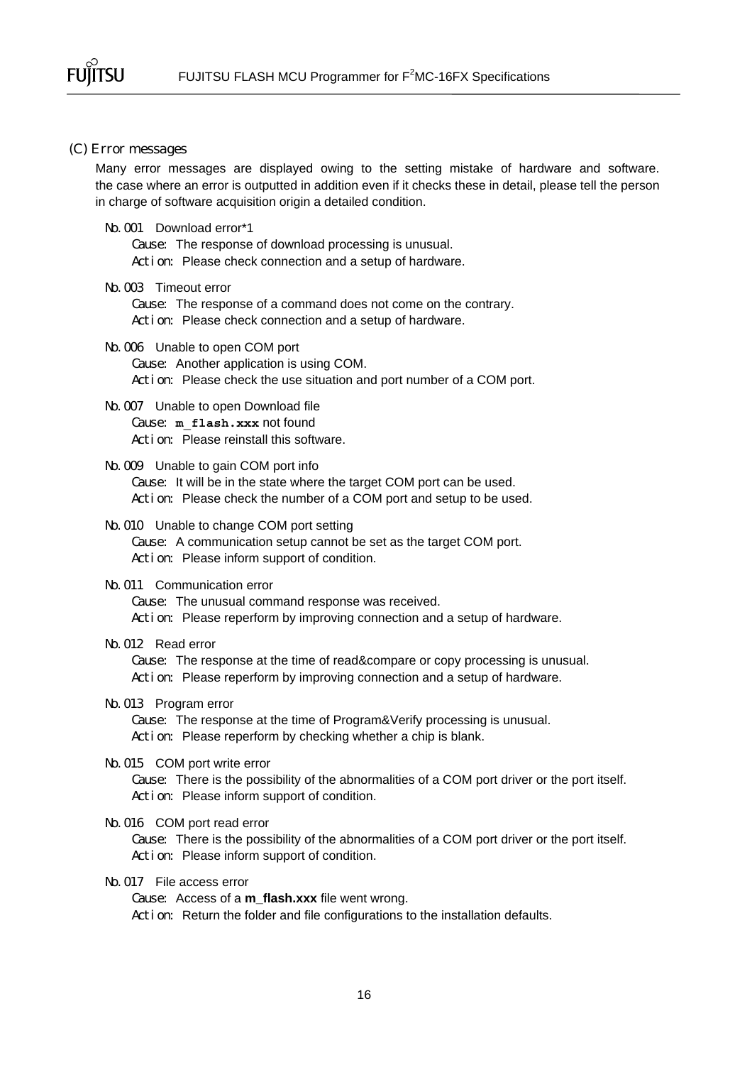## (C) Error messages

Many error messages are displayed owing to the setting mistake of hardware and software. the case where an error is outputted in addition even if it checks these in detail, please tell the person in charge of software acquisition origin a detailed condition.

No.001 Download error*1
- Cause: The response of download processing is unusual.
- Action: Please check connection and a setup of hardware.

No.003 Timeout error
- Cause: The response of a command does not come on the contrary.
- Action: Please check connection and a setup of hardware.

No.006 Unable to open COM port
- Cause: Another application is using COM.
- Action: Please check the use situation and port number of a COM port.

No.007 Unable to open Download file
- Cause: **m_flash.xxx** not found
- Action: Please reinstall this software.

No.009 Unable to gain COM port info
- Cause: It will be in the state where the target COM port can be used.
- Action: Please check the number of a COM port and setup to be used.

No.010 Unable to change COM port setting
- Cause: A communication setup cannot be set as the target COM port.
- Action: Please inform support of condition.

No.011 Communication error
- Cause: The unusual command response was received.
- Action: Please reperform by improving connection and a setup of hardware.

No.012 Read error
- Cause: The response at the time of read&compare or copy processing is unusual.
- Action: Please reperform by improving connection and a setup of hardware.

No.013 Program error
- Cause: The response at the time of Program&Verify processing is unusual.
- Action: Please reperform by checking whether a chip is blank.

No.015 COM port write error
- Cause: There is the possibility of the abnormalities of a COM port driver or the port itself.
- Action: Please inform support of condition.

No.016 COM port read error
- Cause: There is the possibility of the abnormalities of a COM port driver or the port itself.
- Action: Please inform support of condition.

No.017 File access error
- Cause: Access of a **m_flash.xxx** file went wrong.
- Action: Return the folder and file configurations to the installation defaults.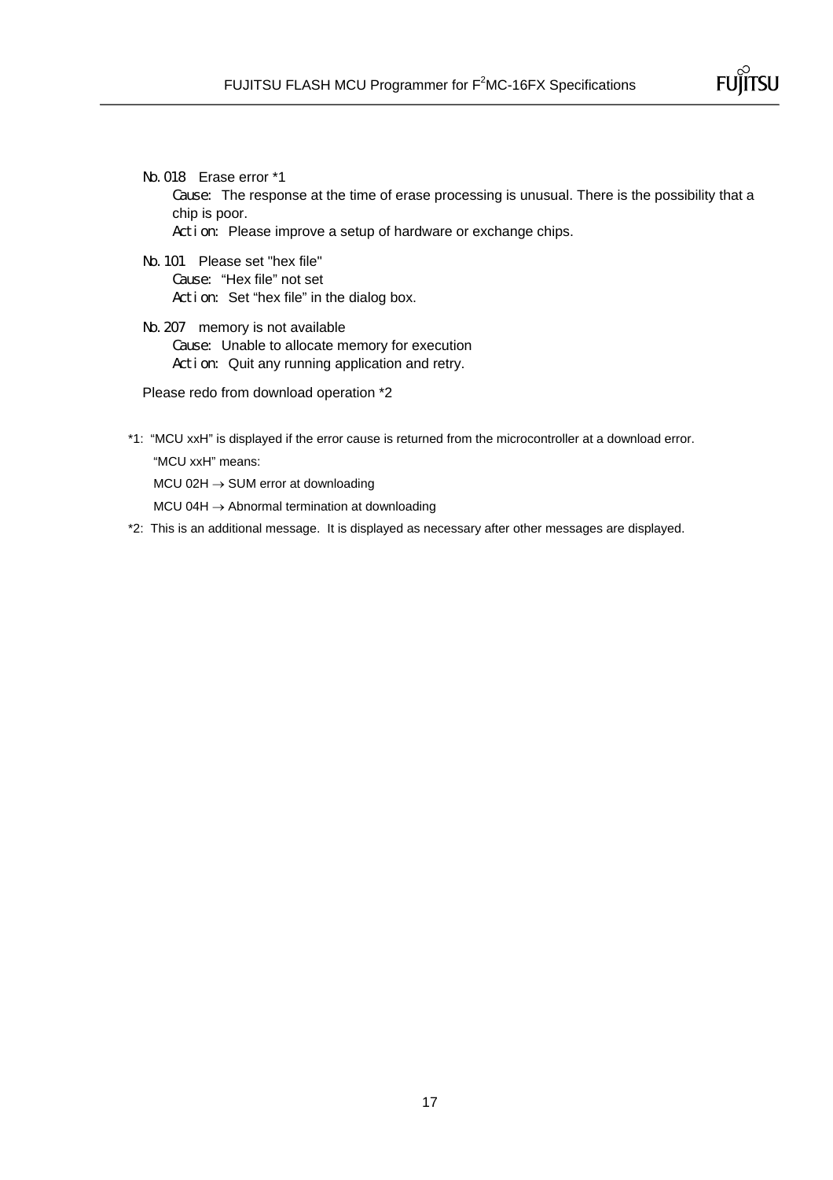No. 018 Erase error *1

Cause: The response at the time of erase processing is unusual. There is the possibility that a chip is poor.

Action: Please improve a setup of hardware or exchange chips.

No. 101 Please set "hex file"

Cause: "Hex file" not set

Action: Set "hex file" in the dialog box.

No. 207 memory is not available

Cause: Unable to allocate memory for execution

Action: Quit any running application and retry.

Please redo from download operation *2

*1: "MCU xxH" is displayed if the error cause is returned from the microcontroller at a download error.

"MCU xxH" means:

MCU 02H → SUM error at downloading

MCU 04H → Abnormal termination at downloading

*2: This is an additional message. It is displayed as necessary after other messages are displayed.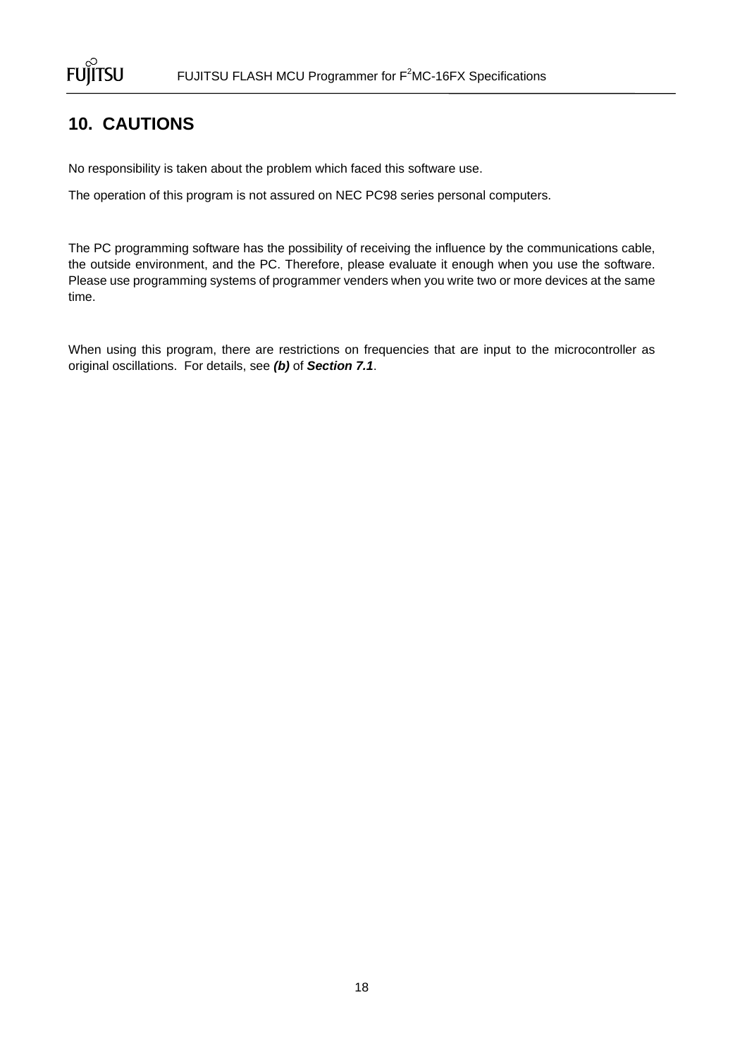## 10. CAUTIONS

No responsibility is taken about the problem which faced this software use.

The operation of this program is not assured on NEC PC98 series personal computers.

The PC programming software has the possibility of receiving the influence by the communications cable, the outside environment, and the PC. Therefore, please evaluate it enough when you use the software. Please use programming systems of programmer venders when you write two or more devices at the same time.

When using this program, there are restrictions on frequencies that are input to the microcontroller as original oscillations. For details, see ***(b)*** of ***Section 7.1***.